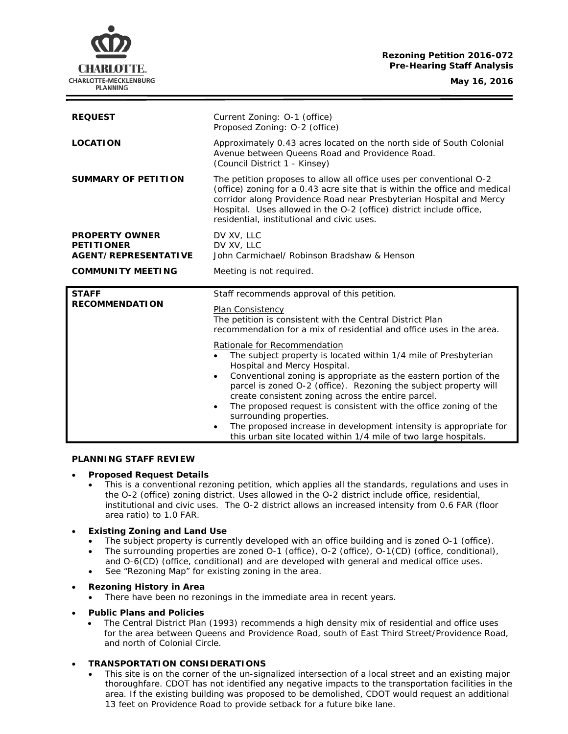**Rezoning Petition 2016-072**
**Pre-Hearing Staff Analysis**

**May 16, 2016**

| | |
|---|---|
| **REQUEST** | Current Zoning: O-1 (office)<br>Proposed Zoning: O-2 (office) |
| **LOCATION** | Approximately 0.43 acres located on the north side of South Colonial Avenue between Queens Road and Providence Road.<br>(Council District 1 - Kinsey) |
| **SUMMARY OF PETITION** | The petition proposes to allow all office uses per conventional O-2 (office) zoning for a 0.43 acre site that is within the office and medical corridor along Providence Road near Presbyterian Hospital and Mercy Hospital. Uses allowed in the O-2 (office) district include office, residential, institutional and civic uses. |
| **PROPERTY OWNER**<br>**PETITIONER**<br>**AGENT/REPRESENTATIVE** | DV XV, LLC<br>DV XV, LLC<br>John Carmichael/ Robinson Bradshaw & Henson |
| **COMMUNITY MEETING** | Meeting is not required. |

| | |
|---|---|
| **STAFF RECOMMENDATION** | Staff recommends approval of this petition.<br><br>Plan Consistency<br>The petition is consistent with the Central District Plan recommendation for a mix of residential and office uses in the area.<br><br>Rationale for Recommendation<br>• The subject property is located within 1/4 mile of Presbyterian Hospital and Mercy Hospital.<br>• Conventional zoning is appropriate as the eastern portion of the parcel is zoned O-2 (office). Rezoning the subject property will create consistent zoning across the entire parcel.<br>• The proposed request is consistent with the office zoning of the surrounding properties.<br>• The proposed increase in development intensity is appropriate for this urban site located within 1/4 mile of two large hospitals. |

**PLANNING STAFF REVIEW**

- **Proposed Request Details**
  - This is a conventional rezoning petition, which applies all the standards, regulations and uses in the O-2 (office) zoning district. Uses allowed in the O-2 district include office, residential, institutional and civic uses. The O-2 district allows an increased intensity from 0.6 FAR (floor area ratio) to 1.0 FAR.

- **Existing Zoning and Land Use**
  - The subject property is currently developed with an office building and is zoned O-1 (office).
  - The surrounding properties are zoned O-1 (office), O-2 (office), O-1(CD) (office, conditional), and O-6(CD) (office, conditional) and are developed with general and medical office uses.
  - See "Rezoning Map" for existing zoning in the area.

- **Rezoning History in Area**
  - There have been no rezonings in the immediate area in recent years.

- **Public Plans and Policies**
  - The Central District Plan (1993) recommends a high density mix of residential and office uses for the area between Queens and Providence Road, south of East Third Street/Providence Road, and north of Colonial Circle.

- **TRANSPORTATION CONSIDERATIONS**
  - This site is on the corner of the un-signalized intersection of a local street and an existing major thoroughfare. CDOT has not identified any negative impacts to the transportation facilities in the area. If the existing building was proposed to be demolished, CDOT would request an additional 13 feet on Providence Road to provide setback for a future bike lane.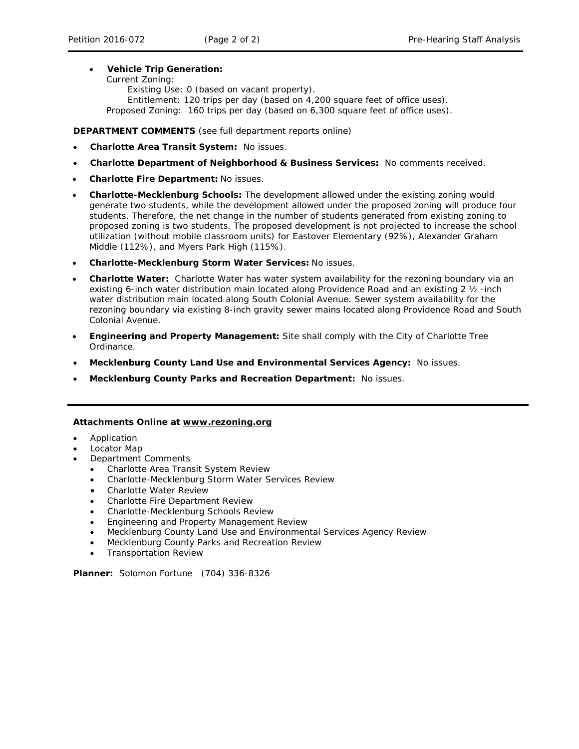- **Vehicle Trip Generation:**

  Current Zoning:

  Existing Use: 0 (based on vacant property).

  Entitlement: 120 trips per day (based on 4,200 square feet of office uses).

  Proposed Zoning: 160 trips per day (based on 6,300 square feet of office uses).

**DEPARTMENT COMMENTS** (see full department reports online)

- **Charlotte Area Transit System:** No issues.
- **Charlotte Department of Neighborhood & Business Services:** No comments received.
- **Charlotte Fire Department:** No issues.
- **Charlotte-Mecklenburg Schools:** The development allowed under the existing zoning would generate two students, while the development allowed under the proposed zoning will produce four students. Therefore, the net change in the number of students generated from existing zoning to proposed zoning is two students. The proposed development is not projected to increase the school utilization (without mobile classroom units) for Eastover Elementary (92%), Alexander Graham Middle (112%), and Myers Park High (115%).
- **Charlotte-Mecklenburg Storm Water Services:** No issues.
- **Charlotte Water:** Charlotte Water has water system availability for the rezoning boundary via an existing 6-inch water distribution main located along Providence Road and an existing 2 ½ -inch water distribution main located along South Colonial Avenue. Sewer system availability for the rezoning boundary via existing 8-inch gravity sewer mains located along Providence Road and South Colonial Avenue.
- **Engineering and Property Management:** Site shall comply with the City of Charlotte Tree Ordinance.
- **Mecklenburg County Land Use and Environmental Services Agency:** No issues.
- **Mecklenburg County Parks and Recreation Department:** No issues.

---

**Attachments Online at www.rezoning.org**

- Application
- Locator Map
- Department Comments
  - Charlotte Area Transit System Review
  - Charlotte-Mecklenburg Storm Water Services Review
  - Charlotte Water Review
  - Charlotte Fire Department Review
  - Charlotte-Mecklenburg Schools Review
  - Engineering and Property Management Review
  - Mecklenburg County Land Use and Environmental Services Agency Review
  - Mecklenburg County Parks and Recreation Review
  - Transportation Review

**Planner:** Solomon Fortune (704) 336-8326